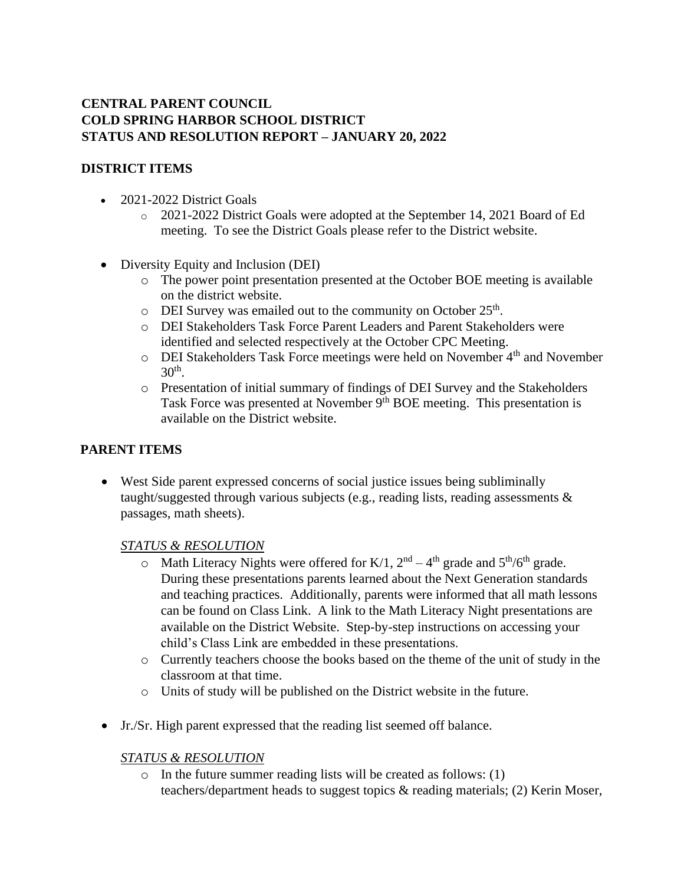**CENTRAL PARENT COUNCIL**
**COLD SPRING HARBOR SCHOOL DISTRICT**
**STATUS AND RESOLUTION REPORT – JANUARY 20, 2022**

**DISTRICT ITEMS**

- 2021-2022 District Goals
  - 2021-2022 District Goals were adopted at the September 14, 2021 Board of Ed meeting. To see the District Goals please refer to the District website.

- Diversity Equity and Inclusion (DEI)
  - The power point presentation presented at the October BOE meeting is available on the district website.
  - DEI Survey was emailed out to the community on October 25th.
  - DEI Stakeholders Task Force Parent Leaders and Parent Stakeholders were identified and selected respectively at the October CPC Meeting.
  - DEI Stakeholders Task Force meetings were held on November 4th and November 30th.
  - Presentation of initial summary of findings of DEI Survey and the Stakeholders Task Force was presented at November 9th BOE meeting. This presentation is available on the District website.

**PARENT ITEMS**

- West Side parent expressed concerns of social justice issues being subliminally taught/suggested through various subjects (e.g., reading lists, reading assessments & passages, math sheets).

  *STATUS & RESOLUTION*
  - Math Literacy Nights were offered for K/1, 2nd – 4th grade and 5th/6th grade. During these presentations parents learned about the Next Generation standards and teaching practices. Additionally, parents were informed that all math lessons can be found on Class Link. A link to the Math Literacy Night presentations are available on the District Website. Step-by-step instructions on accessing your child's Class Link are embedded in these presentations.
  - Currently teachers choose the books based on the theme of the unit of study in the classroom at that time.
  - Units of study will be published on the District website in the future.

- Jr./Sr. High parent expressed that the reading list seemed off balance.

  *STATUS & RESOLUTION*
  - In the future summer reading lists will be created as follows: (1) teachers/department heads to suggest topics & reading materials; (2) Kerin Moser,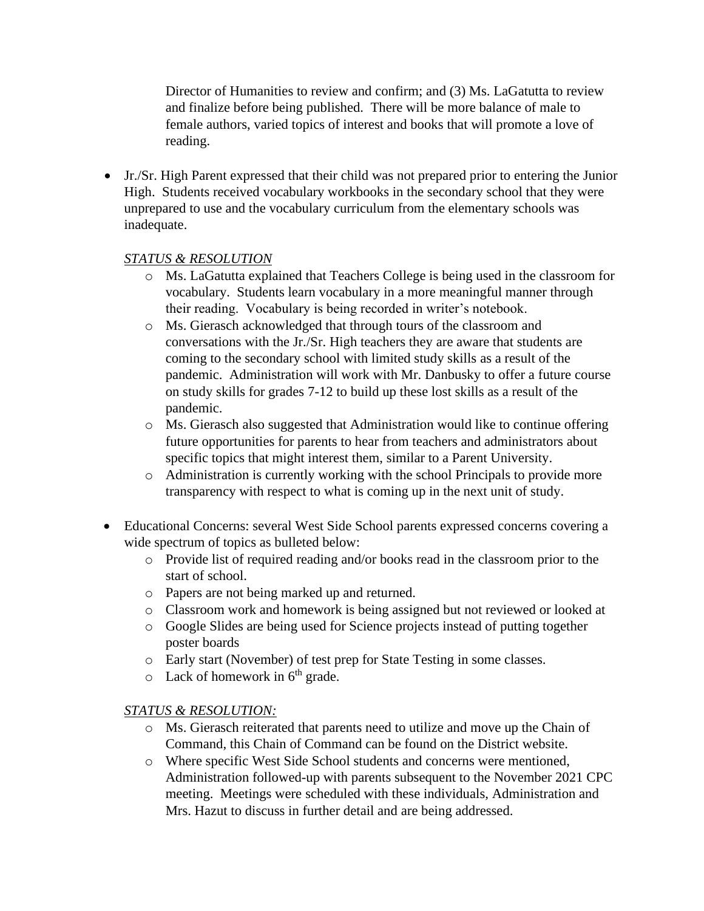Director of Humanities to review and confirm; and (3) Ms. LaGatutta to review and finalize before being published. There will be more balance of male to female authors, varied topics of interest and books that will promote a love of reading.

- Jr./Sr. High Parent expressed that their child was not prepared prior to entering the Junior High. Students received vocabulary workbooks in the secondary school that they were unprepared to use and the vocabulary curriculum from the elementary schools was inadequate.

  *STATUS & RESOLUTION*
  - Ms. LaGatutta explained that Teachers College is being used in the classroom for vocabulary. Students learn vocabulary in a more meaningful manner through their reading. Vocabulary is being recorded in writer's notebook.
  - Ms. Gierasch acknowledged that through tours of the classroom and conversations with the Jr./Sr. High teachers they are aware that students are coming to the secondary school with limited study skills as a result of the pandemic. Administration will work with Mr. Danbusky to offer a future course on study skills for grades 7-12 to build up these lost skills as a result of the pandemic.
  - Ms. Gierasch also suggested that Administration would like to continue offering future opportunities for parents to hear from teachers and administrators about specific topics that might interest them, similar to a Parent University.
  - Administration is currently working with the school Principals to provide more transparency with respect to what is coming up in the next unit of study.

- Educational Concerns: several West Side School parents expressed concerns covering a wide spectrum of topics as bulleted below:
  - Provide list of required reading and/or books read in the classroom prior to the start of school.
  - Papers are not being marked up and returned.
  - Classroom work and homework is being assigned but not reviewed or looked at
  - Google Slides are being used for Science projects instead of putting together poster boards
  - Early start (November) of test prep for State Testing in some classes.
  - Lack of homework in 6th grade.

  *STATUS & RESOLUTION:*
  - Ms. Gierasch reiterated that parents need to utilize and move up the Chain of Command, this Chain of Command can be found on the District website.
  - Where specific West Side School students and concerns were mentioned, Administration followed-up with parents subsequent to the November 2021 CPC meeting. Meetings were scheduled with these individuals, Administration and Mrs. Hazut to discuss in further detail and are being addressed.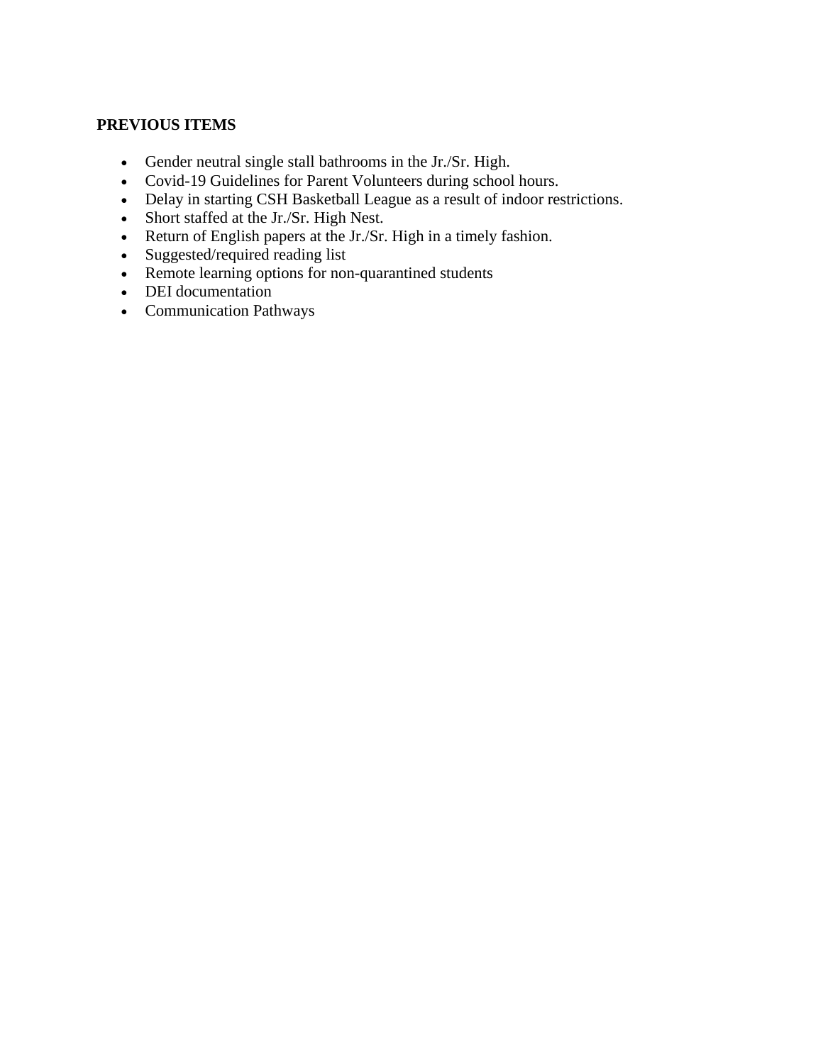**PREVIOUS ITEMS**

- Gender neutral single stall bathrooms in the Jr./Sr. High.
- Covid-19 Guidelines for Parent Volunteers during school hours.
- Delay in starting CSH Basketball League as a result of indoor restrictions.
- Short staffed at the Jr./Sr. High Nest.
- Return of English papers at the Jr./Sr. High in a timely fashion.
- Suggested/required reading list
- Remote learning options for non-quarantined students
- DEI documentation
- Communication Pathways